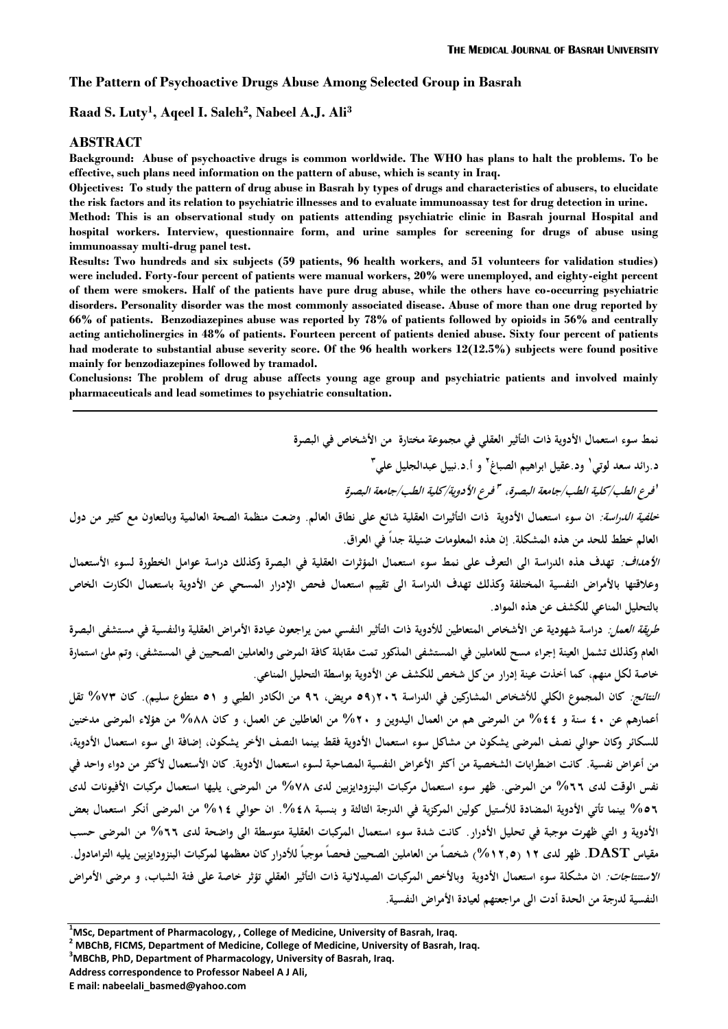# The Pattern of Psychoactive Drugs Abuse Among Selected Group in Basrah

**Raad S. Luty[1], Aqeel I. Saleh[2], Nabeel A.J. Ali[3]**

## ABSTRACT

**Background: Abuse of psychoactive drugs is common worldwide. The WHO has plans to halt the problems. To be effective, such plans need information on the pattern of abuse, which is scanty in Iraq.**

**Objectives: To study the pattern of drug abuse in Basrah by types of drugs and characteristics of abusers, to elucidate the risk factors and its relation to psychiatric illnesses and to evaluate immunoassay test for drug detection in urine.**

**Method: This is an observational study on patients attending psychiatric clinic in Basrah journal Hospital and hospital workers. Interview, questionnaire form, and urine samples for screening for drugs of abuse using immunoassay multi-drug panel test.**

**Results: Two hundreds and six subjects (59 patients, 96 health workers, and 51 volunteers for validation studies) were included. Forty-four percent of patients were manual workers, 20% were unemployed, and eighty-eight percent of them were smokers. Half of the patients have pure drug abuse, while the others have co-occurring psychiatric disorders. Personality disorder was the most commonly associated disease. Abuse of more than one drug reported by 66% of patients. Benzodiazepines abuse was reported by 78% of patients followed by opioids in 56% and centrally acting anticholinergics in 48% of patients. Fourteen percent of patients denied abuse. Sixty four percent of patients had moderate to substantial abuse severity score. Of the 96 health workers 12(12.5%) subjects were found positive mainly for benzodiazepines followed by tramadol.**

**Conclusions: The problem of drug abuse affects young age group and psychiatric patients and involved mainly pharmaceuticals and lead sometimes to psychiatric consultation.**

---

**نمط سوء استعمال الأدوية ذات التأثير العقلي في مجموعة مختارة من الأشخاص في البصرة**

**د.رائد سعد لوتي[1] ود.عقيل ابراهيم الصباغ[2] و أ.د.نبيل عبدالجليل علي[3]**

***[1]فرع الطب/كلية الطب/جامعة البصرة، [3] فرع الأدوية/كلية الطب/جامعة البصرة***

***خلفية الدراسة:*** **ان سوء استعمال الأدوية ذات التأثيرات العقلية شائع على نطاق العالم. وضعت منظمة الصحة العالمية وبالتعاون مع كثير من دول العالم خطط للحد من هذه المشكلة. إن هذه المعلومات ضئيلة جداً في العراق.**

***الأهداف:*** **تهدف هذه الدراسة الى التعرف على نمط سوء استعمال المؤثرات العقلية في البصرة وكذلك دراسة عوامل الخطورة لسوء الأستعمال وعلاقتها بالأمراض النفسية المختلفة وكذلك تهدف الدراسة الى تقييم استعمال فحص الإدرار المسحي عن الأدوية باستعمال الكارت الخاص بالتحليل المناعي للكشف عن هذه المواد.**

***طريقة العمل:*** **دراسة شهودية عن الأشخاص المتعاطين للأدوية ذات التأثير النفسي ممن يراجعون عيادة الأمراض العقلية والنفسية في مستشفى البصرة العام وكذلك تشمل العينة إجراء مسح للعاملين في المستشفى المذكور تمت مقابلة كافة المرضى والعاملين الصحيين في المستشفى، وتم ملئ استمارة خاصة لكل منهم، كما أخذت عينة إدرار من كل شخص للكشف عن الأدوية بواسطة التحليل المناعي.**

***النتائج:*** **كان المجموع الكلي للأشخاص المشاركين في الدراسة ٢٠٦(٥٩ مريض، ٩٦ من الكادر الطبي و ٥١ متطوع سليم). كان ٧٣% تقل أعمارهم عن ٤٠ سنة و ٤٤% من المرضى هم من العمال اليدوين و ٢٠% من العاطلين عن العمل، و كان ٨٨% من هؤلاء المرضى مدخنين للسكائر وكان حوالي نصف المرضى يشكون من مشاكل سوء استعمال الأدوية فقط بينما النصف الأخر يشكون، إضافة الى سوء استعمال الأدوية، من أعراض نفسية. كانت اضطرابات الشخصية من أكثر الأعراض النفسية المصاحبة لسوء استعمال الأدوية. كان الأستعمال لأكثر من دواء واحد في نفس الوقت لدى ٦٦% من المرضى. ظهر سوء استعمال مركبات البنزودايزبين لدى ٧٨% من المرضى، يليها استعمال مركبات الأفيونات لدى ٥٦% بينما تأتي الأدوية المضادة للأستيل كولين المركزية في الدرجة الثالثة و بنسبة ٤٨%. ان حوالي ١٤% من المرضى أنكر استعمال بعض الأدوية و التي ظهرت موجبة في تحليل الأدرار. كانت شدة سوء استعمال المركبات العقلية متوسطة الى واضحة لدى ٦٦% من المرضى حسب مقياس DAST. ظهر لدى ١٢ (١٢,٥%) شخصاً من العاملين الصحيين فحصاً موجباً للأدرار كان معظمها لمركبات البنزودايزبين يليه الترامادول.**

***الاستنتاجات:*** **ان مشكلة سوء استعمال الأدوية وبالأخص المركبات الصيدلانية ذات التأثير العقلي تؤثر خاصة على فئة الشباب، و مرضى الأمراض النفسية لدرجة من الحدة أدت الى مراجعتهم لعيادة الأمراض النفسية.**

---

[1]MSc, Department of Pharmacology, , College of Medicine, University of Basrah, Iraq.
[2] MBChB, FICMS, Department of Medicine, College of Medicine, University of Basrah, Iraq.
[3]MBChB, PhD, Department of Pharmacology, University of Basrah, Iraq.
Address correspondence to Professor Nabeel A J Ali,
E mail: nabeelali_basmed@yahoo.com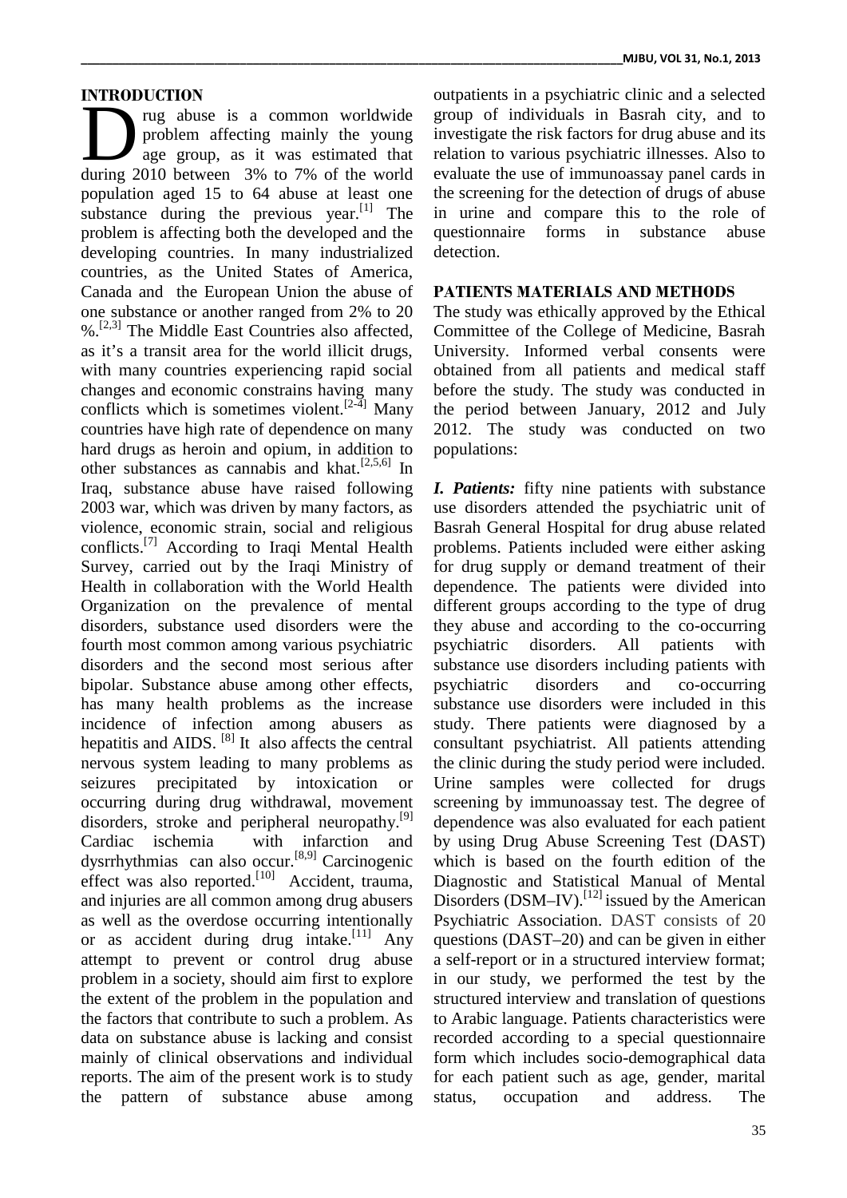## INTRODUCTION

Drug abuse is a common worldwide problem affecting mainly the young age group, as it was estimated that during 2010 between 3% to 7% of the world population aged 15 to 64 abuse at least one substance during the previous year.[1] The problem is affecting both the developed and the developing countries. In many industrialized countries, as the United States of America, Canada and the European Union the abuse of one substance or another ranged from 2% to 20 %.[2,3] The Middle East Countries also affected, as it's a transit area for the world illicit drugs, with many countries experiencing rapid social changes and economic constrains having many conflicts which is sometimes violent.[2-4] Many countries have high rate of dependence on many hard drugs as heroin and opium, in addition to other substances as cannabis and khat.[2,5,6] In Iraq, substance abuse have raised following 2003 war, which was driven by many factors, as violence, economic strain, social and religious conflicts.[7] According to Iraqi Mental Health Survey, carried out by the Iraqi Ministry of Health in collaboration with the World Health Organization on the prevalence of mental disorders, substance used disorders were the fourth most common among various psychiatric disorders and the second most serious after bipolar. Substance abuse among other effects, has many health problems as the increase incidence of infection among abusers as hepatitis and AIDS. [8] It also affects the central nervous system leading to many problems as seizures precipitated by intoxication or occurring during drug withdrawal, movement disorders, stroke and peripheral neuropathy.[9] Cardiac ischemia with infarction and dysrrhythmias can also occur.[8,9] Carcinogenic effect was also reported.[10] Accident, trauma, and injuries are all common among drug abusers as well as the overdose occurring intentionally or as accident during drug intake.[11] Any attempt to prevent or control drug abuse problem in a society, should aim first to explore the extent of the problem in the population and the factors that contribute to such a problem. As data on substance abuse is lacking and consist mainly of clinical observations and individual reports. The aim of the present work is to study the pattern of substance abuse among outpatients in a psychiatric clinic and a selected group of individuals in Basrah city, and to investigate the risk factors for drug abuse and its relation to various psychiatric illnesses. Also to evaluate the use of immunoassay panel cards in the screening for the detection of drugs of abuse in urine and compare this to the role of questionnaire forms in substance abuse detection.

## PATIENTS MATERIALS AND METHODS

The study was ethically approved by the Ethical Committee of the College of Medicine, Basrah University. Informed verbal consents were obtained from all patients and medical staff before the study. The study was conducted in the period between January, 2012 and July 2012. The study was conducted on two populations:

***I. Patients:*** fifty nine patients with substance use disorders attended the psychiatric unit of Basrah General Hospital for drug abuse related problems. Patients included were either asking for drug supply or demand treatment of their dependence. The patients were divided into different groups according to the type of drug they abuse and according to the co-occurring psychiatric disorders. All patients with substance use disorders including patients with psychiatric disorders and co-occurring substance use disorders were included in this study. There patients were diagnosed by a consultant psychiatrist. All patients attending the clinic during the study period were included. Urine samples were collected for drugs screening by immunoassay test. The degree of dependence was also evaluated for each patient by using Drug Abuse Screening Test (DAST) which is based on the fourth edition of the Diagnostic and Statistical Manual of Mental Disorders (DSM–IV).[12] issued by the American Psychiatric Association. DAST consists of 20 questions (DAST–20) and can be given in either a self-report or in a structured interview format; in our study, we performed the test by the structured interview and translation of questions to Arabic language. Patients characteristics were recorded according to a special questionnaire form which includes socio-demographical data for each patient such as age, gender, marital status, occupation and address. The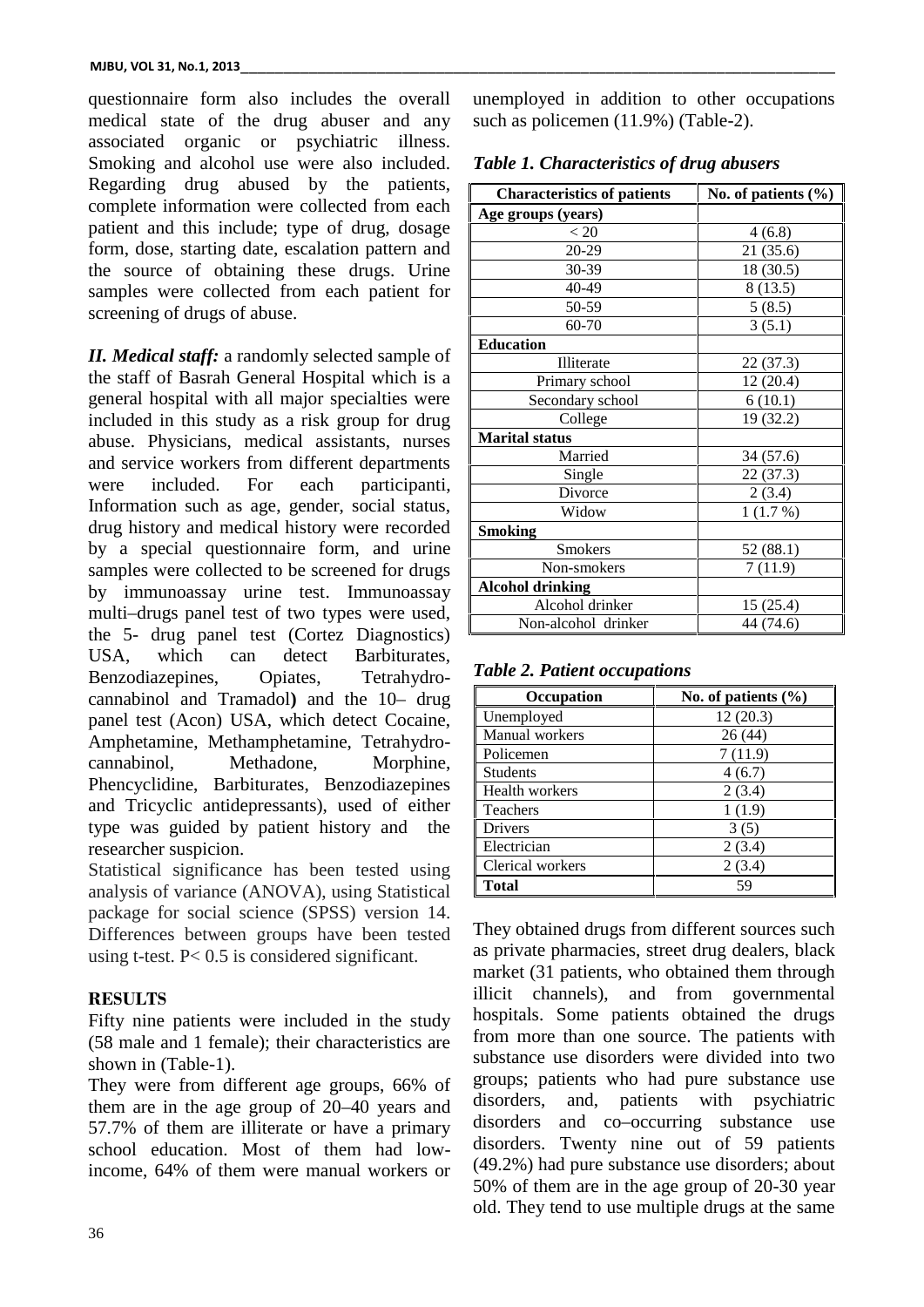questionnaire form also includes the overall medical state of the drug abuser and any associated organic or psychiatric illness. Smoking and alcohol use were also included. Regarding drug abused by the patients, complete information were collected from each patient and this include; type of drug, dosage form, dose, starting date, escalation pattern and the source of obtaining these drugs. Urine samples were collected from each patient for screening of drugs of abuse.

***II. Medical staff:*** a randomly selected sample of the staff of Basrah General Hospital which is a general hospital with all major specialties were included in this study as a risk group for drug abuse. Physicians, medical assistants, nurses and service workers from different departments were included. For each participanti, Information such as age, gender, social status, drug history and medical history were recorded by a special questionnaire form, and urine samples were collected to be screened for drugs by immunoassay urine test. Immunoassay multi–drugs panel test of two types were used, the 5- drug panel test (Cortez Diagnostics) USA, which can detect Barbiturates, Benzodiazepines, Opiates, Tetrahydro-cannabinol and Tramadol**)** and the 10– drug panel test (Acon) USA, which detect Cocaine, Amphetamine, Methamphetamine, Tetrahydro-cannabinol, Methadone, Morphine, Phencyclidine, Barbiturates, Benzodiazepines and Tricyclic antidepressants), used of either type was guided by patient history and the researcher suspicion.

Statistical significance has been tested using analysis of variance (ANOVA), using Statistical package for social science (SPSS) version 14. Differences between groups have been tested using t-test. P< 0.5 is considered significant.

## RESULTS

Fifty nine patients were included in the study (58 male and 1 female); their characteristics are shown in (Table-1).

They were from different age groups, 66% of them are in the age group of 20–40 years and 57.7% of them are illiterate or have a primary school education. Most of them had low-income, 64% of them were manual workers or unemployed in addition to other occupations such as policemen (11.9%) (Table-2).

***Table 1. Characteristics of drug abusers***

| Characteristics of patients | No. of patients (%) |
|---|---|
| **Age groups (years)** | |
| < 20 | 4 (6.8) |
| 20-29 | 21 (35.6) |
| 30-39 | 18 (30.5) |
| 40-49 | 8 (13.5) |
| 50-59 | 5 (8.5) |
| 60-70 | 3 (5.1) |
| **Education** | |
| Illiterate | 22 (37.3) |
| Primary school | 12 (20.4) |
| Secondary school | 6 (10.1) |
| College | 19 (32.2) |
| **Marital status** | |
| Married | 34 (57.6) |
| Single | 22 (37.3) |
| Divorce | 2 (3.4) |
| Widow | 1 (1.7 %) |
| **Smoking** | |
| Smokers | 52 (88.1) |
| Non-smokers | 7 (11.9) |
| **Alcohol drinking** | |
| Alcohol drinker | 15 (25.4) |
| Non-alcohol drinker | 44 (74.6) |

***Table 2. Patient occupations***

| Occupation | No. of patients (%) |
|---|---|
| Unemployed | 12 (20.3) |
| Manual workers | 26 (44) |
| Policemen | 7 (11.9) |
| Students | 4 (6.7) |
| Health workers | 2 (3.4) |
| Teachers | 1 (1.9) |
| Drivers | 3 (5) |
| Electrician | 2 (3.4) |
| Clerical workers | 2 (3.4) |
| **Total** | 59 |

They obtained drugs from different sources such as private pharmacies, street drug dealers, black market (31 patients, who obtained them through illicit channels), and from governmental hospitals. Some patients obtained the drugs from more than one source. The patients with substance use disorders were divided into two groups; patients who had pure substance use disorders, and, patients with psychiatric disorders and co–occurring substance use disorders. Twenty nine out of 59 patients (49.2%) had pure substance use disorders; about 50% of them are in the age group of 20-30 year old. They tend to use multiple drugs at the same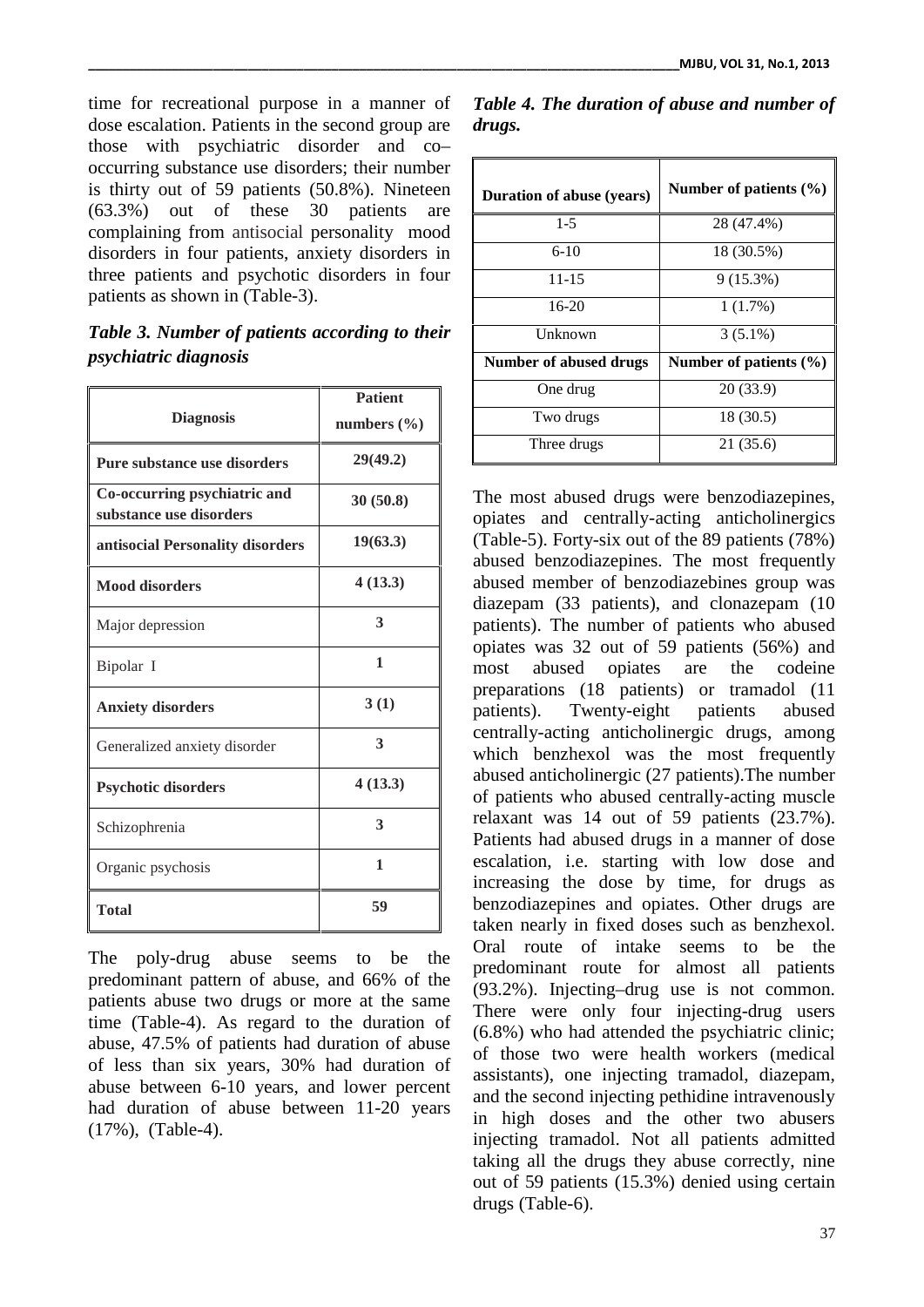time for recreational purpose in a manner of dose escalation. Patients in the second group are those with psychiatric disorder and co–occurring substance use disorders; their number is thirty out of 59 patients (50.8%). Nineteen (63.3%) out of these 30 patients are complaining from antisocial personality mood disorders in four patients, anxiety disorders in three patients and psychotic disorders in four patients as shown in (Table-3).

***Table 3. Number of patients according to their psychiatric diagnosis***

| Diagnosis | Patient numbers (%) |
|---|---|
| **Pure substance use disorders** | **29(49.2)** |
| **Co-occurring psychiatric and substance use disorders** | **30 (50.8)** |
| **antisocial Personality disorders** | **19(63.3)** |
| **Mood disorders** | **4 (13.3)** |
| Major depression | **3** |
| Bipolar I | **1** |
| **Anxiety disorders** | **3 (1)** |
| Generalized anxiety disorder | **3** |
| **Psychotic disorders** | **4 (13.3)** |
| Schizophrenia | **3** |
| Organic psychosis | **1** |
| **Total** | **59** |

The poly-drug abuse seems to be the predominant pattern of abuse, and 66% of the patients abuse two drugs or more at the same time (Table-4). As regard to the duration of abuse, 47.5% of patients had duration of abuse of less than six years, 30% had duration of abuse between 6-10 years, and lower percent had duration of abuse between 11-20 years (17%), (Table-4).

***Table 4. The duration of abuse and number of drugs.***

| Duration of abuse (years) | Number of patients (%) |
|---|---|
| 1-5 | 28 (47.4%) |
| 6-10 | 18 (30.5%) |
| 11-15 | 9 (15.3%) |
| 16-20 | 1 (1.7%) |
| Unknown | 3 (5.1%) |
| **Number of abused drugs** | **Number of patients (%)** |
| One drug | 20 (33.9) |
| Two drugs | 18 (30.5) |
| Three drugs | 21 (35.6) |

The most abused drugs were benzodiazepines, opiates and centrally-acting anticholinergics (Table-5). Forty-six out of the 89 patients (78%) abused benzodiazepines. The most frequently abused member of benzodiazebines group was diazepam (33 patients), and clonazepam (10 patients). The number of patients who abused opiates was 32 out of 59 patients (56%) and most abused opiates are the codeine preparations (18 patients) or tramadol (11 patients). Twenty-eight patients abused centrally-acting anticholinergic drugs, among which benzhexol was the most frequently abused anticholinergic (27 patients).The number of patients who abused centrally-acting muscle relaxant was 14 out of 59 patients (23.7%). Patients had abused drugs in a manner of dose escalation, i.e. starting with low dose and increasing the dose by time, for drugs as benzodiazepines and opiates. Other drugs are taken nearly in fixed doses such as benzhexol. Oral route of intake seems to be the predominant route for almost all patients (93.2%). Injecting–drug use is not common. There were only four injecting-drug users (6.8%) who had attended the psychiatric clinic; of those two were health workers (medical assistants), one injecting tramadol, diazepam, and the second injecting pethidine intravenously in high doses and the other two abusers injecting tramadol. Not all patients admitted taking all the drugs they abuse correctly, nine out of 59 patients (15.3%) denied using certain drugs (Table-6).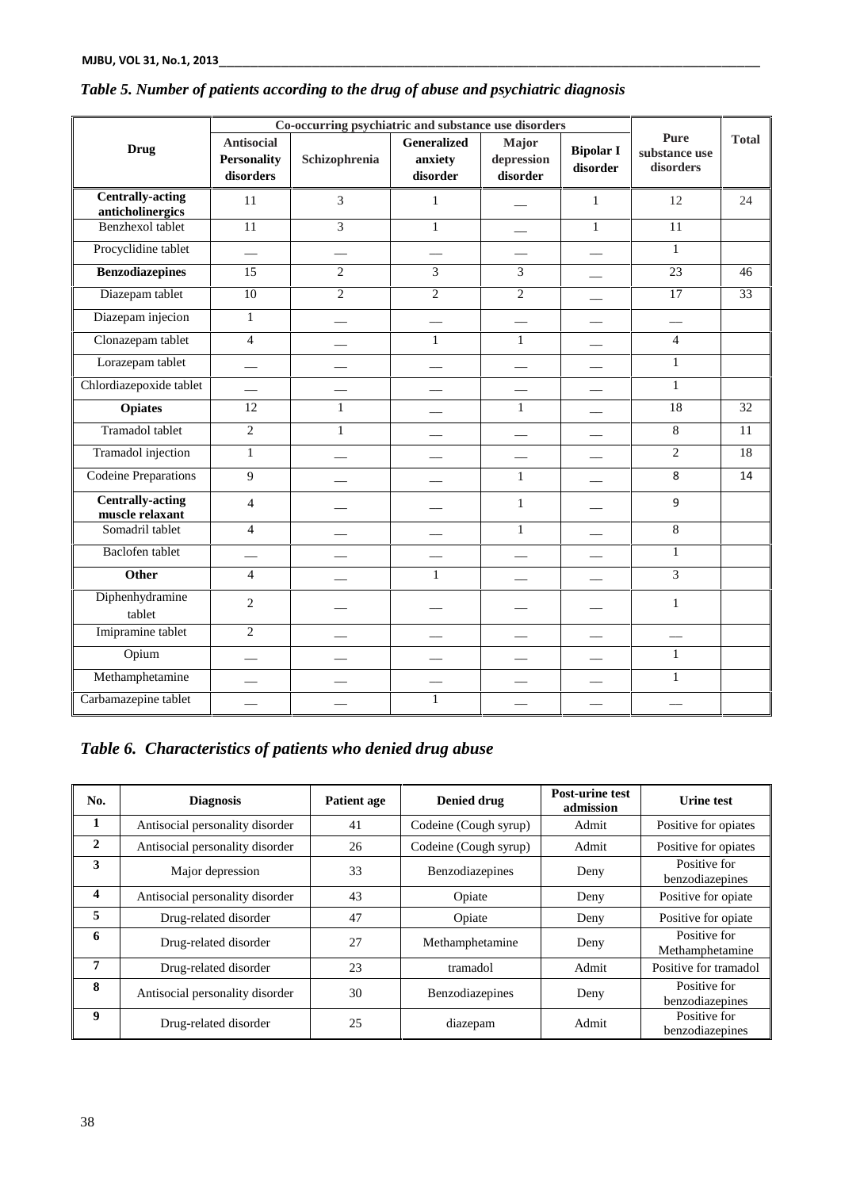*Table 5. Number of patients according to the drug of abuse and psychiatric diagnosis*

| Drug | Co-occurring psychiatric and substance use disorders | | | | | Pure substance use disorders | Total |
|---|---|---|---|---|---|---|---|
| | Antisocial Personality disorders | Schizophrenia | Generalized anxiety disorder | Major depression disorder | Bipolar I disorder | | |
| **Centrally-acting anticholinergics** | 11 | 3 | 1 | __ | 1 | 12 | 24 |
| Benzhexol tablet | 11 | 3 | 1 | __ | 1 | 11 | |
| Procyclidine tablet | __ | __ | __ | __ | __ | 1 | |
| **Benzodiazepines** | 15 | 2 | 3 | 3 | __ | 23 | 46 |
| Diazepam tablet | 10 | 2 | 2 | 2 | __ | 17 | 33 |
| Diazepam injecion | 1 | __ | __ | __ | __ | __ | |
| Clonazepam tablet | 4 | __ | 1 | 1 | __ | 4 | |
| Lorazepam tablet | __ | __ | __ | __ | __ | 1 | |
| Chlordiazepoxide tablet | __ | __ | __ | __ | __ | 1 | |
| **Opiates** | 12 | 1 | __ | 1 | __ | 18 | 32 |
| Tramadol tablet | 2 | 1 | __ | __ | __ | 8 | 11 |
| Tramadol injection | 1 | __ | __ | __ | __ | 2 | 18 |
| Codeine Preparations | 9 | __ | __ | 1 | __ | 8 | 14 |
| **Centrally-acting muscle relaxant** | 4 | __ | __ | 1 | __ | 9 | |
| Somadril tablet | 4 | __ | __ | 1 | __ | 8 | |
| Baclofen tablet | __ | __ | __ | __ | __ | 1 | |
| **Other** | 4 | __ | 1 | __ | __ | 3 | |
| Diphenhydramine tablet | 2 | __ | __ | __ | __ | 1 | |
| Imipramine tablet | 2 | __ | __ | __ | __ | __ | |
| Opium | __ | __ | __ | __ | __ | 1 | |
| Methamphetamine | __ | __ | __ | __ | __ | 1 | |
| Carbamazepine tablet | __ | __ | 1 | __ | __ | __ | |

*Table 6. Characteristics of patients who denied drug abuse*

| No. | Diagnosis | Patient age | Denied drug | Post-urine test admission | Urine test |
|---|---|---|---|---|---|
| **1** | Antisocial personality disorder | 41 | Codeine (Cough syrup) | Admit | Positive for opiates |
| **2** | Antisocial personality disorder | 26 | Codeine (Cough syrup) | Admit | Positive for opiates |
| **3** | Major depression | 33 | Benzodiazepines | Deny | Positive for benzodiazepines |
| **4** | Antisocial personality disorder | 43 | Opiate | Deny | Positive for opiate |
| **5** | Drug-related disorder | 47 | Opiate | Deny | Positive for opiate |
| **6** | Drug-related disorder | 27 | Methamphetamine | Deny | Positive for Methamphetamine |
| **7** | Drug-related disorder | 23 | tramadol | Admit | Positive for tramadol |
| **8** | Antisocial personality disorder | 30 | Benzodiazepines | Deny | Positive for benzodiazepines |
| **9** | Drug-related disorder | 25 | diazepam | Admit | Positive for benzodiazepines |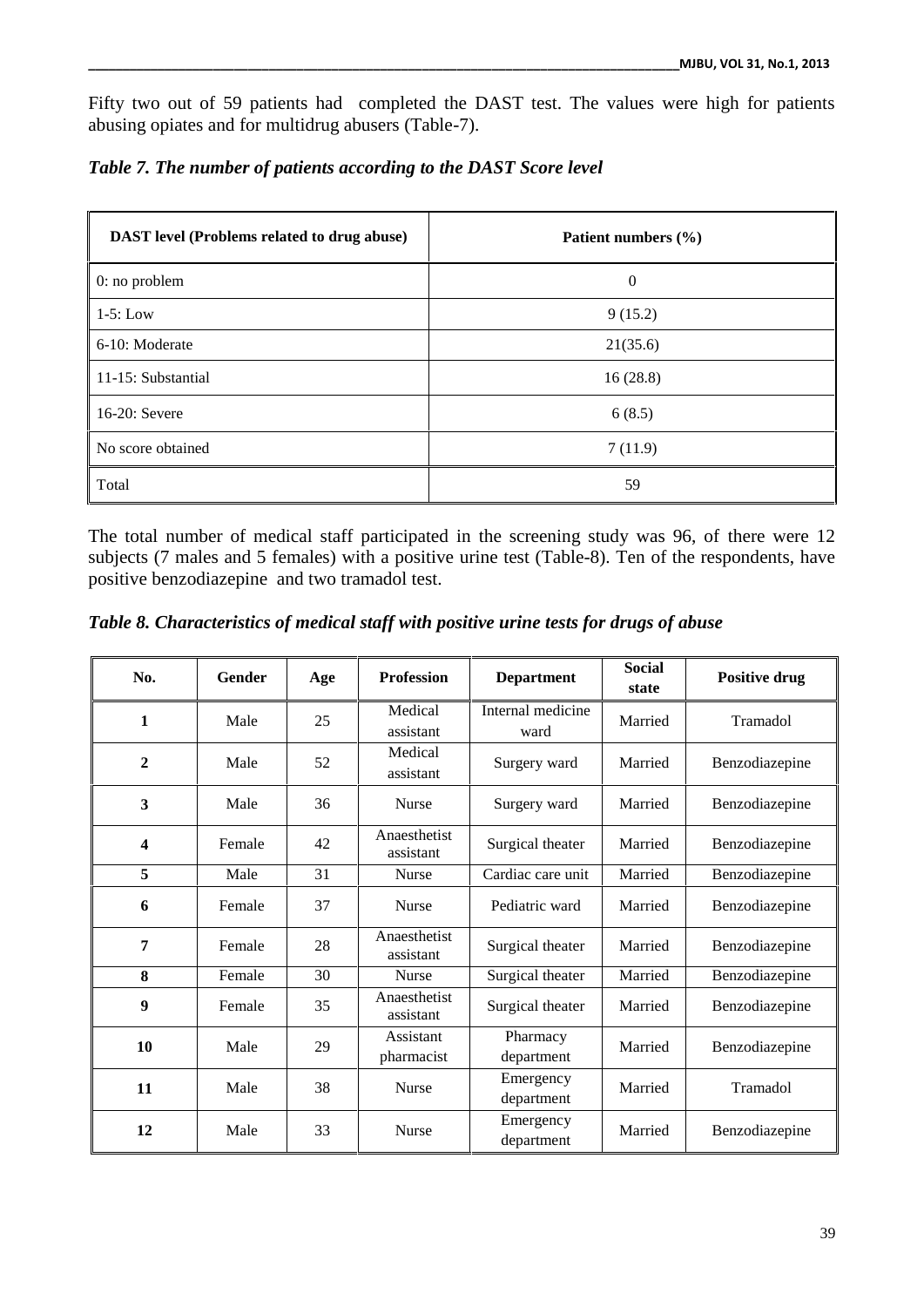Fifty two out of 59 patients had  completed the DAST test. The values were high for patients abusing opiates and for multidrug abusers (Table-7).

***Table 7. The number of patients according to the DAST Score level***

| DAST level (Problems related to drug abuse) | Patient numbers (%) |
|---|---|
| 0: no problem | 0 |
| 1-5: Low | 9 (15.2) |
| 6-10: Moderate | 21(35.6) |
| 11-15: Substantial | 16 (28.8) |
| 16-20: Severe | 6 (8.5) |
| No score obtained | 7 (11.9) |
| Total | 59 |

The total number of medical staff participated in the screening study was 96, of there were 12 subjects (7 males and 5 females) with a positive urine test (Table-8). Ten of the respondents, have positive benzodiazepine  and two tramadol test.

***Table 8. Characteristics of medical staff with positive urine tests for drugs of abuse***

| No. | Gender | Age | Profession | Department | Social state | Positive drug |
|---|---|---|---|---|---|---|
| **1** | Male | 25 | Medical assistant | Internal medicine ward | Married | Tramadol |
| **2** | Male | 52 | Medical assistant | Surgery ward | Married | Benzodiazepine |
| **3** | Male | 36 | Nurse | Surgery ward | Married | Benzodiazepine |
| **4** | Female | 42 | Anaesthetist assistant | Surgical theater | Married | Benzodiazepine |
| **5** | Male | 31 | Nurse | Cardiac care unit | Married | Benzodiazepine |
| **6** | Female | 37 | Nurse | Pediatric ward | Married | Benzodiazepine |
| **7** | Female | 28 | Anaesthetist assistant | Surgical theater | Married | Benzodiazepine |
| **8** | Female | 30 | Nurse | Surgical theater | Married | Benzodiazepine |
| **9** | Female | 35 | Anaesthetist assistant | Surgical theater | Married | Benzodiazepine |
| **10** | Male | 29 | Assistant pharmacist | Pharmacy department | Married | Benzodiazepine |
| **11** | Male | 38 | Nurse | Emergency department | Married | Tramadol |
| **12** | Male | 33 | Nurse | Emergency department | Married | Benzodiazepine |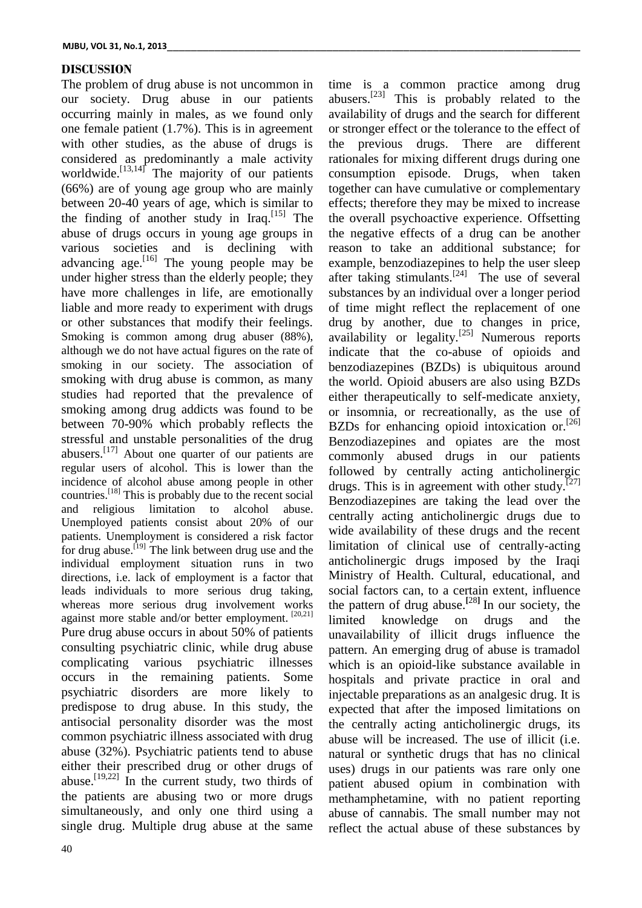## DISCUSSION

The problem of drug abuse is not uncommon in our society. Drug abuse in our patients occurring mainly in males, as we found only one female patient (1.7%). This is in agreement with other studies, as the abuse of drugs is considered as predominantly a male activity worldwide.[13,14] The majority of our patients (66%) are of young age group who are mainly between 20-40 years of age, which is similar to the finding of another study in Iraq.[15] The abuse of drugs occurs in young age groups in various societies and is declining with advancing age.[16] The young people may be under higher stress than the elderly people; they have more challenges in life, are emotionally liable and more ready to experiment with drugs or other substances that modify their feelings. Smoking is common among drug abuser (88%), although we do not have actual figures on the rate of smoking in our society. The association of smoking with drug abuse is common, as many studies had reported that the prevalence of smoking among drug addicts was found to be between 70-90% which probably reflects the stressful and unstable personalities of the drug abusers.[17] About one quarter of our patients are regular users of alcohol. This is lower than the incidence of alcohol abuse among people in other countries.[18] This is probably due to the recent social and religious limitation to alcohol abuse. Unemployed patients consist about 20% of our patients. Unemployment is considered a risk factor for drug abuse.[19] The link between drug use and the individual employment situation runs in two directions, i.e. lack of employment is a factor that leads individuals to more serious drug taking, whereas more serious drug involvement works against more stable and/or better employment. [20,21] Pure drug abuse occurs in about 50% of patients consulting psychiatric clinic, while drug abuse complicating various psychiatric illnesses occurs in the remaining patients. Some psychiatric disorders are more likely to predispose to drug abuse. In this study, the antisocial personality disorder was the most common psychiatric illness associated with drug abuse (32%). Psychiatric patients tend to abuse either their prescribed drug or other drugs of abuse.[19,22] In the current study, two thirds of the patients are abusing two or more drugs simultaneously, and only one third using a single drug. Multiple drug abuse at the same time is a common practice among drug abusers.[23] This is probably related to the availability of drugs and the search for different or stronger effect or the tolerance to the effect of the previous drugs. There are different rationales for mixing different drugs during one consumption episode. Drugs, when taken together can have cumulative or complementary effects; therefore they may be mixed to increase the overall psychoactive experience. Offsetting the negative effects of a drug can be another reason to take an additional substance; for example, benzodiazepines to help the user sleep after taking stimulants.[24] The use of several substances by an individual over a longer period of time might reflect the replacement of one drug by another, due to changes in price, availability or legality.[25] Numerous reports indicate that the co-abuse of opioids and benzodiazepines (BZDs) is ubiquitous around the world. Opioid abusers are also using BZDs either therapeutically to self-medicate anxiety, or insomnia, or recreationally, as the use of BZDs for enhancing opioid intoxication or.[26] Benzodiazepines and opiates are the most commonly abused drugs in our patients followed by centrally acting anticholinergic drugs. This is in agreement with other study.[27] Benzodiazepines are taking the lead over the centrally acting anticholinergic drugs due to wide availability of these drugs and the recent limitation of clinical use of centrally-acting anticholinergic drugs imposed by the Iraqi Ministry of Health. Cultural, educational, and social factors can, to a certain extent, influence the pattern of drug abuse.[28] In our society, the limited knowledge on drugs and the unavailability of illicit drugs influence the pattern. An emerging drug of abuse is tramadol which is an opioid-like substance available in hospitals and private practice in oral and injectable preparations as an analgesic drug. It is expected that after the imposed limitations on the centrally acting anticholinergic drugs, its abuse will be increased. The use of illicit (i.e. natural or synthetic drugs that has no clinical uses) drugs in our patients was rare only one patient abused opium in combination with methamphetamine, with no patient reporting abuse of cannabis. The small number may not reflect the actual abuse of these substances by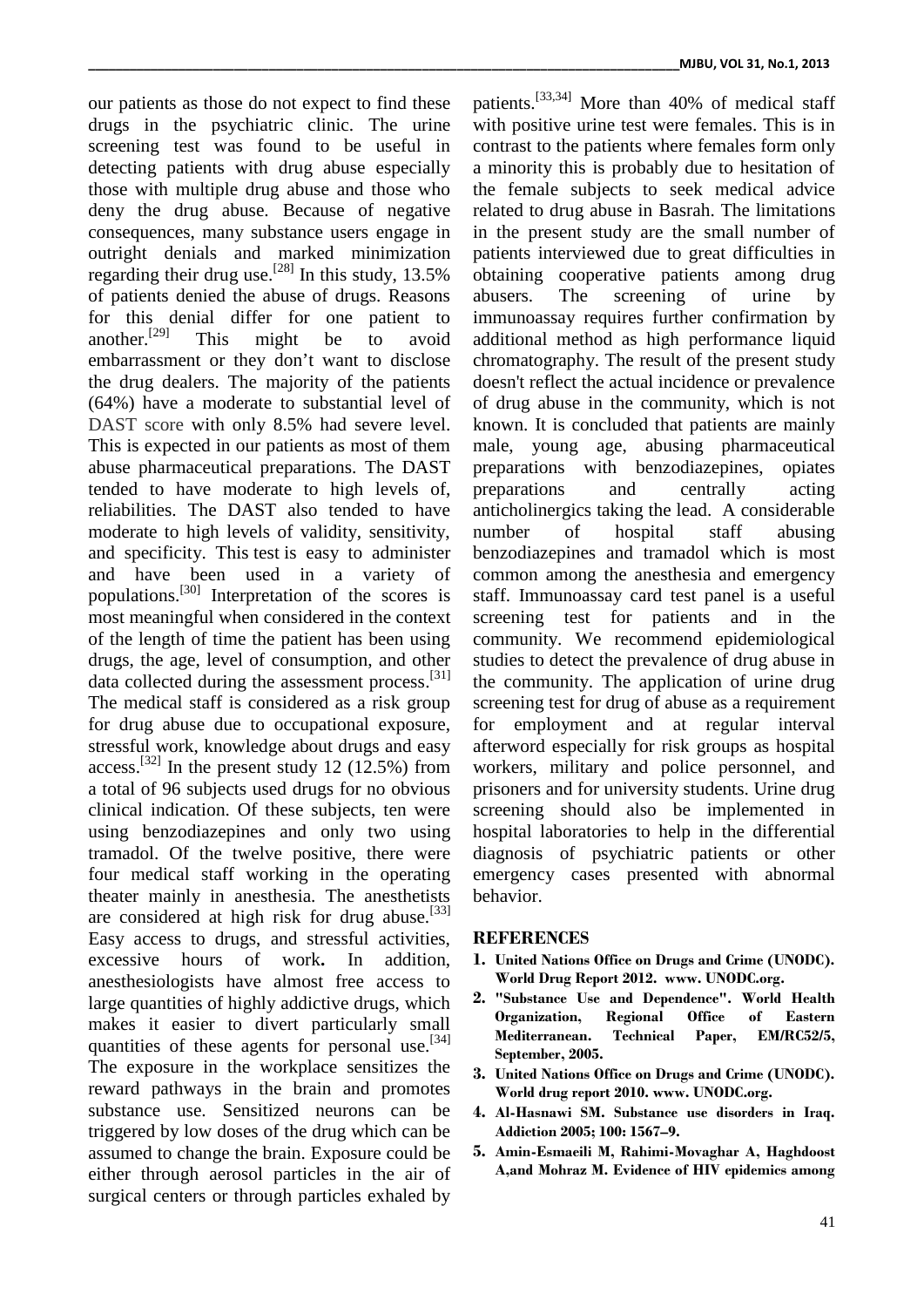our patients as those do not expect to find these drugs in the psychiatric clinic. The urine screening test was found to be useful in detecting patients with drug abuse especially those with multiple drug abuse and those who deny the drug abuse. Because of negative consequences, many substance users engage in outright denials and marked minimization regarding their drug use.[28] In this study, 13.5% of patients denied the abuse of drugs. Reasons for this denial differ for one patient to another.[29] This might be to avoid embarrassment or they don't want to disclose the drug dealers. The majority of the patients (64%) have a moderate to substantial level of DAST score with only 8.5% had severe level. This is expected in our patients as most of them abuse pharmaceutical preparations. The DAST tended to have moderate to high levels of, reliabilities. The DAST also tended to have moderate to high levels of validity, sensitivity, and specificity. This test is easy to administer and have been used in a variety of populations.[30] Interpretation of the scores is most meaningful when considered in the context of the length of time the patient has been using drugs, the age, level of consumption, and other data collected during the assessment process.[31] The medical staff is considered as a risk group for drug abuse due to occupational exposure, stressful work, knowledge about drugs and easy access.[32] In the present study 12 (12.5%) from a total of 96 subjects used drugs for no obvious clinical indication. Of these subjects, ten were using benzodiazepines and only two using tramadol. Of the twelve positive, there were four medical staff working in the operating theater mainly in anesthesia. The anesthetists are considered at high risk for drug abuse.[33] Easy access to drugs, and stressful activities, excessive hours of work**.** In addition, anesthesiologists have almost free access to large quantities of highly addictive drugs, which makes it easier to divert particularly small quantities of these agents for personal use.[34] The exposure in the workplace sensitizes the reward pathways in the brain and promotes substance use. Sensitized neurons can be triggered by low doses of the drug which can be assumed to change the brain. Exposure could be either through aerosol particles in the air of surgical centers or through particles exhaled by patients.[33,34] More than 40% of medical staff with positive urine test were females. This is in contrast to the patients where females form only a minority this is probably due to hesitation of the female subjects to seek medical advice related to drug abuse in Basrah. The limitations in the present study are the small number of patients interviewed due to great difficulties in obtaining cooperative patients among drug abusers. The screening of urine by immunoassay requires further confirmation by additional method as high performance liquid chromatography. The result of the present study doesn't reflect the actual incidence or prevalence of drug abuse in the community, which is not known. It is concluded that patients are mainly male, young age, abusing pharmaceutical preparations with benzodiazepines, opiates preparations and centrally acting anticholinergics taking the lead. A considerable number of hospital staff abusing benzodiazepines and tramadol which is most common among the anesthesia and emergency staff. Immunoassay card test panel is a useful screening test for patients and in the community. We recommend epidemiological studies to detect the prevalence of drug abuse in the community. The application of urine drug screening test for drug of abuse as a requirement for employment and at regular interval afterword especially for risk groups as hospital workers, military and police personnel, and prisoners and for university students. Urine drug screening should also be implemented in hospital laboratories to help in the differential diagnosis of psychiatric patients or other emergency cases presented with abnormal behavior.

## REFERENCES

1. **United Nations Office on Drugs and Crime (UNODC). World Drug Report 2012. www. UNODC.org.**
2. **"Substance Use and Dependence". World Health Organization, Regional Office of Eastern Mediterranean. Technical Paper, EM/RC52/5, September, 2005.**
3. **United Nations Office on Drugs and Crime (UNODC). World drug report 2010. www. UNODC.org.**
4. **Al-Hasnawi SM. Substance use disorders in Iraq. Addiction 2005; 100: 1567–9.**
5. **Amin-Esmaeili M, Rahimi-Movaghar A, Haghdoost A,and Mohraz M. Evidence of HIV epidemics among**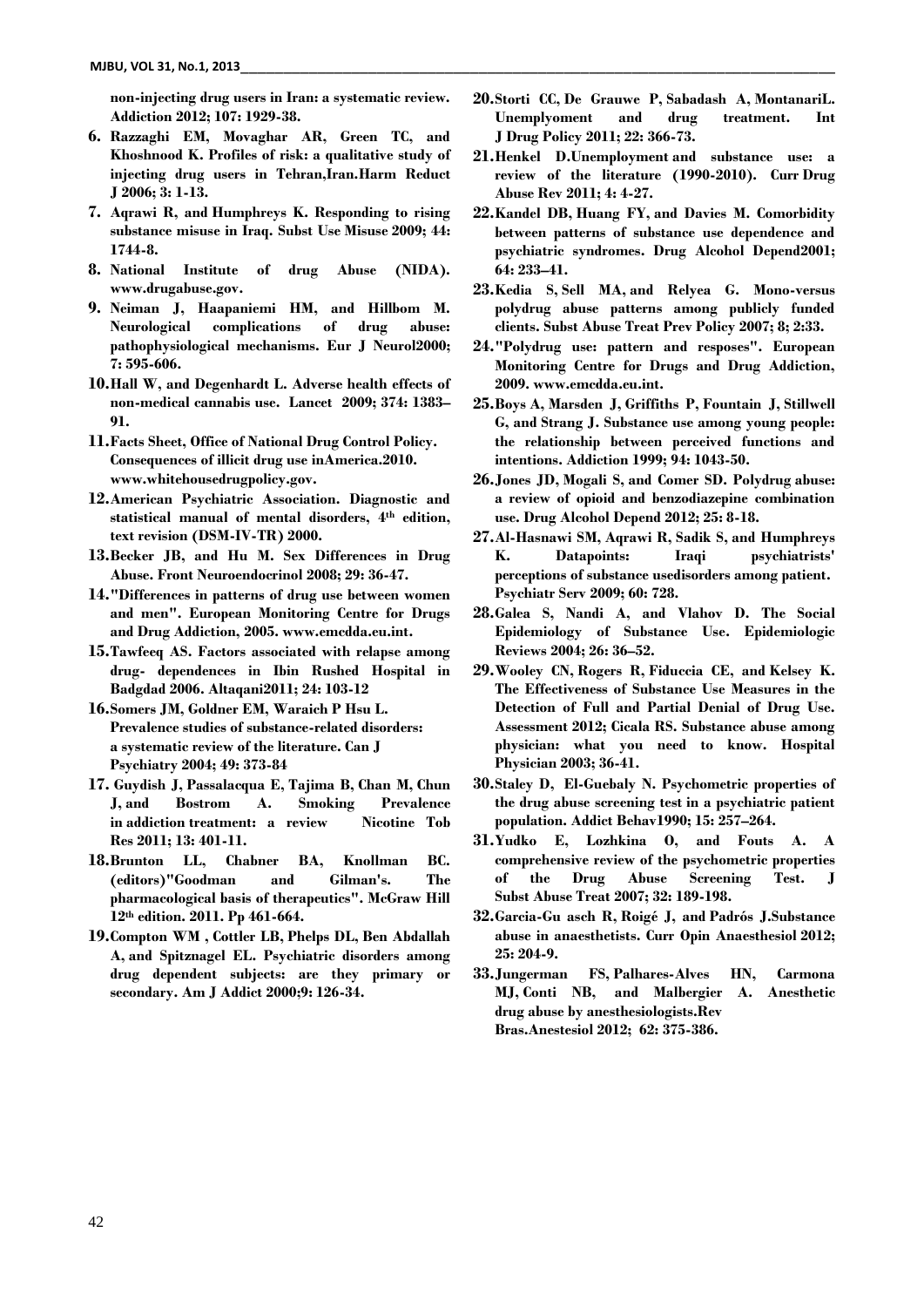non-injecting drug users in Iran: a systematic review. Addiction 2012; 107: 1929-38.

6. Razzaghi EM, Movaghar AR, Green TC, and Khoshnood K. Profiles of risk: a qualitative study of injecting drug users in Tehran,Iran.Harm Reduct J 2006; 3: 1-13.
7. Aqrawi R, and Humphreys K. Responding to rising substance misuse in Iraq. Subst Use Misuse 2009; 44: 1744-8.
8. National Institute of drug Abuse (NIDA). www.drugabuse.gov.
9. Neiman J, Haapaniemi HM, and Hillbom M. Neurological complications of drug abuse: pathophysiological mechanisms. Eur J Neurol2000; 7: 595-606.
10. Hall W, and Degenhardt L. Adverse health effects of non-medical cannabis use. Lancet 2009; 374: 1383–91.
11. Facts Sheet, Office of National Drug Control Policy. Consequences of illicit drug use inAmerica.2010. www.whitehousedrugpolicy.gov.
12. American Psychiatric Association. Diagnostic and statistical manual of mental disorders, 4th edition, text revision (DSM-IV-TR) 2000.
13. Becker JB, and Hu M. Sex Differences in Drug Abuse. Front Neuroendocrinol 2008; 29: 36-47.
14. "Differences in patterns of drug use between women and men". European Monitoring Centre for Drugs and Drug Addiction, 2005. www.emcdda.eu.int.
15. Tawfeeq AS. Factors associated with relapse among drug- dependences in Ibin Rushed Hospital in Badgdad 2006. Altaqani2011; 24: 103-12
16. Somers JM, Goldner EM, Waraich P Hsu L. Prevalence studies of substance-related disorders: a systematic review of the literature. Can J Psychiatry 2004; 49: 373-84
17. Guydish J, Passalacqua E, Tajima B, Chan M, Chun J, and Bostrom A. Smoking Prevalence in addiction treatment: a review Nicotine Tob Res 2011; 13: 401-11.
18. Brunton LL, Chabner BA, Knollman BC. (editors)"Goodman and Gilman's. The pharmacological basis of therapeutics". McGraw Hill 12th edition. 2011. Pp 461-664.
19. Compton WM , Cottler LB, Phelps DL, Ben Abdallah A, and Spitznagel EL. Psychiatric disorders among drug dependent subjects: are they primary or secondary. Am J Addict 2000;9: 126-34.
20. Storti CC, De Grauwe P, Sabadash A, MontanariL. Unemplyoment and drug treatment. Int J Drug Policy 2011; 22: 366-73.
21. Henkel D.Unemployment and substance use: a review of the literature (1990-2010). Curr Drug Abuse Rev 2011; 4: 4-27.
22. Kandel DB, Huang FY, and Davies M. Comorbidity between patterns of substance use dependence and psychiatric syndromes. Drug Alcohol Depend2001; 64: 233–41.
23. Kedia S, Sell MA, and Relyea G. Mono-versus polydrug abuse patterns among publicly funded clients. Subst Abuse Treat Prev Policy 2007; 8; 2:33.
24. "Polydrug use: pattern and resposes". European Monitoring Centre for Drugs and Drug Addiction, 2009. www.emcdda.eu.int.
25. Boys A, Marsden J, Griffiths P, Fountain J, Stillwell G, and Strang J. Substance use among young people: the relationship between perceived functions and intentions. Addiction 1999; 94: 1043-50.
26. Jones JD, Mogali S, and Comer SD. Polydrug abuse: a review of opioid and benzodiazepine combination use. Drug Alcohol Depend 2012; 25: 8-18.
27. Al-Hasnawi SM, Aqrawi R, Sadik S, and Humphreys K. Datapoints: Iraqi psychiatrists' perceptions of substance usedisorders among patient. Psychiatr Serv 2009; 60: 728.
28. Galea S, Nandi A, and Vlahov D. The Social Epidemiology of Substance Use. Epidemiologic Reviews 2004; 26: 36–52.
29. Wooley CN, Rogers R, Fiduccia CE, and Kelsey K. The Effectiveness of Substance Use Measures in the Detection of Full and Partial Denial of Drug Use. Assessment 2012; Cicala RS. Substance abuse among physician: what you need to know. Hospital Physician 2003; 36-41.
30. Staley D, El-Guebaly N. Psychometric properties of the drug abuse screening test in a psychiatric patient population. Addict Behav1990; 15: 257–264.
31. Yudko E, Lozhkina O, and Fouts A. A comprehensive review of the psychometric properties of the Drug Abuse Screening Test. J Subst Abuse Treat 2007; 32: 189-198.
32. Garcia-Gu asch R, Roigé J, and Padrós J.Substance abuse in anaesthetists. Curr Opin Anaesthesiol 2012; 25: 204-9.
33. Jungerman FS, Palhares-Alves HN, Carmona MJ, Conti NB, and Malbergier A. Anesthetic drug abuse by anesthesiologists.Rev Bras.Anestesiol 2012; 62: 375-386.